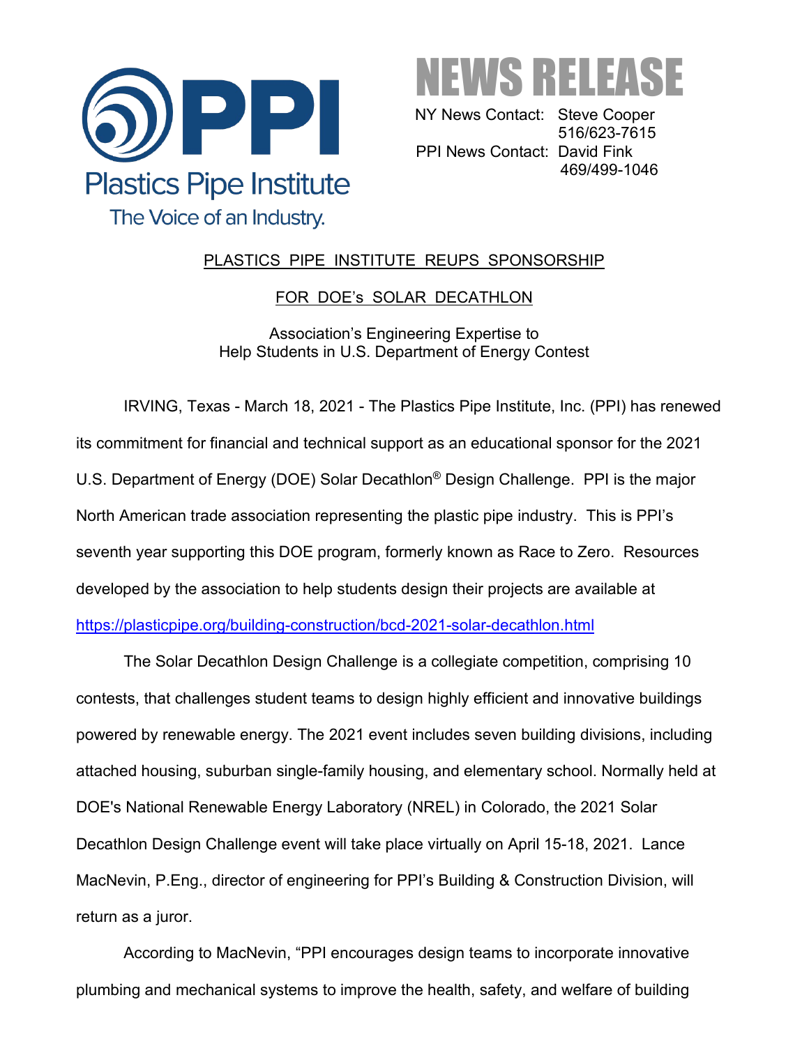**PPI**
Plastics Pipe Institute
The Voice of an Industry.

# NEWS RELEASE

NY News Contact: Steve Cooper
516/623-7615
PPI News Contact: David Fink
469/499-1046

## PLASTICS PIPE INSTITUTE REUPS SPONSORSHIP FOR DOE's SOLAR DECATHLON

Association's Engineering Expertise to
Help Students in U.S. Department of Energy Contest

IRVING, Texas - March 18, 2021 - The Plastics Pipe Institute, Inc. (PPI) has renewed its commitment for financial and technical support as an educational sponsor for the 2021 U.S. Department of Energy (DOE) Solar Decathlon® Design Challenge. PPI is the major North American trade association representing the plastic pipe industry. This is PPI's seventh year supporting this DOE program, formerly known as Race to Zero. Resources developed by the association to help students design their projects are available at https://plasticpipe.org/building-construction/bcd-2021-solar-decathlon.html

The Solar Decathlon Design Challenge is a collegiate competition, comprising 10 contests, that challenges student teams to design highly efficient and innovative buildings powered by renewable energy. The 2021 event includes seven building divisions, including attached housing, suburban single-family housing, and elementary school. Normally held at DOE's National Renewable Energy Laboratory (NREL) in Colorado, the 2021 Solar Decathlon Design Challenge event will take place virtually on April 15-18, 2021. Lance MacNevin, P.Eng., director of engineering for PPI's Building & Construction Division, will return as a juror.

According to MacNevin, "PPI encourages design teams to incorporate innovative plumbing and mechanical systems to improve the health, safety, and welfare of building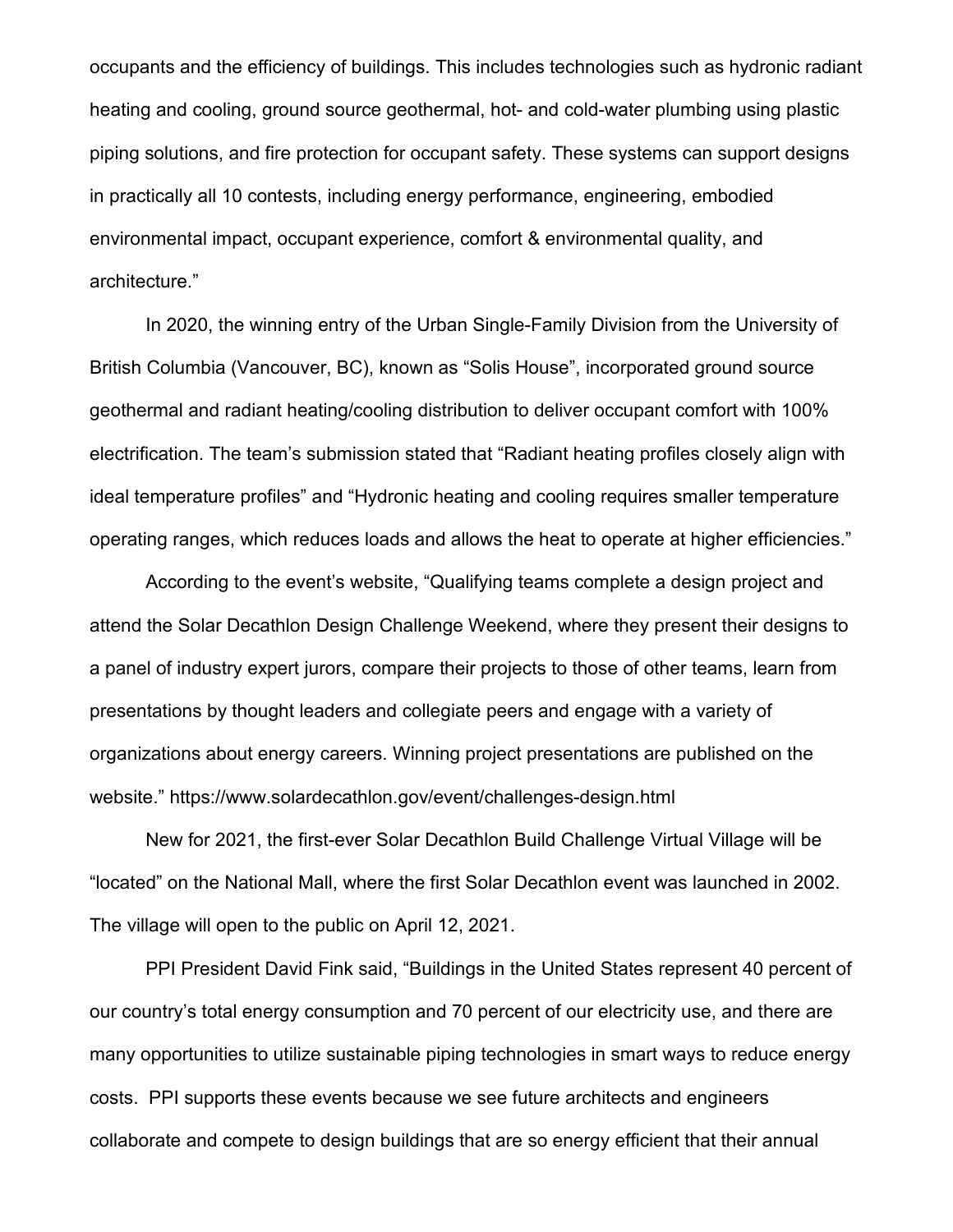occupants and the efficiency of buildings. This includes technologies such as hydronic radiant heating and cooling, ground source geothermal, hot- and cold-water plumbing using plastic piping solutions, and fire protection for occupant safety. These systems can support designs in practically all 10 contests, including energy performance, engineering, embodied environmental impact, occupant experience, comfort & environmental quality, and architecture."

In 2020, the winning entry of the Urban Single-Family Division from the University of British Columbia (Vancouver, BC), known as "Solis House", incorporated ground source geothermal and radiant heating/cooling distribution to deliver occupant comfort with 100% electrification. The team's submission stated that "Radiant heating profiles closely align with ideal temperature profiles" and "Hydronic heating and cooling requires smaller temperature operating ranges, which reduces loads and allows the heat to operate at higher efficiencies."

According to the event's website, "Qualifying teams complete a design project and attend the Solar Decathlon Design Challenge Weekend, where they present their designs to a panel of industry expert jurors, compare their projects to those of other teams, learn from presentations by thought leaders and collegiate peers and engage with a variety of organizations about energy careers. Winning project presentations are published on the website." https://www.solardecathlon.gov/event/challenges-design.html

New for 2021, the first-ever Solar Decathlon Build Challenge Virtual Village will be "located" on the National Mall, where the first Solar Decathlon event was launched in 2002. The village will open to the public on April 12, 2021.

PPI President David Fink said, "Buildings in the United States represent 40 percent of our country's total energy consumption and 70 percent of our electricity use, and there are many opportunities to utilize sustainable piping technologies in smart ways to reduce energy costs. PPI supports these events because we see future architects and engineers collaborate and compete to design buildings that are so energy efficient that their annual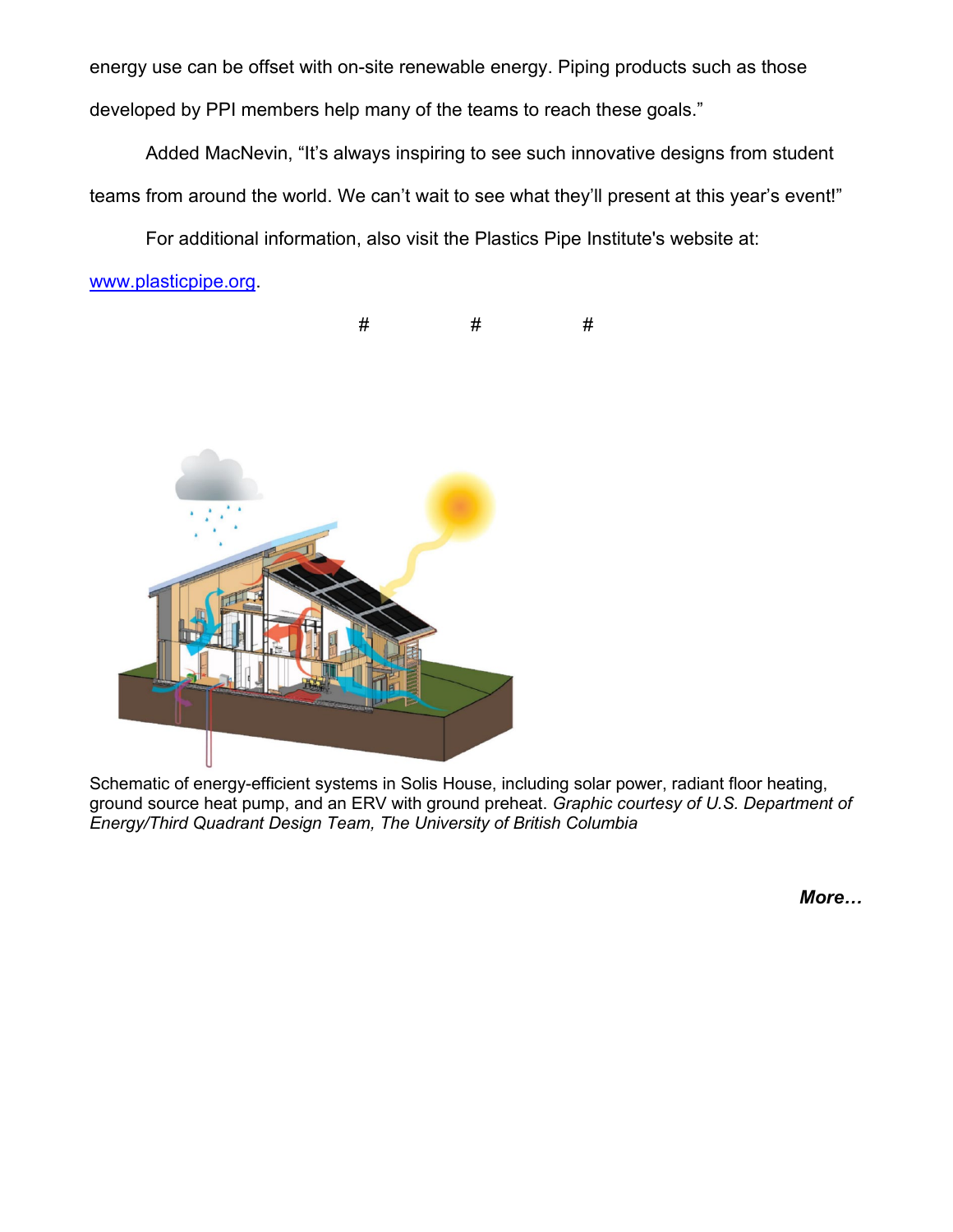energy use can be offset with on-site renewable energy. Piping products such as those developed by PPI members help many of the teams to reach these goals."

Added MacNevin, "It's always inspiring to see such innovative designs from student teams from around the world. We can't wait to see what they'll present at this year's event!"

For additional information, also visit the Plastics Pipe Institute's website at: [www.plasticpipe.org](http://www.plasticpipe.org).

# # #

Schematic of energy-efficient systems in Solis House, including solar power, radiant floor heating, ground source heat pump, and an ERV with ground preheat. *Graphic courtesy of U.S. Department of Energy/Third Quadrant Design Team, The University of British Columbia*

***More…***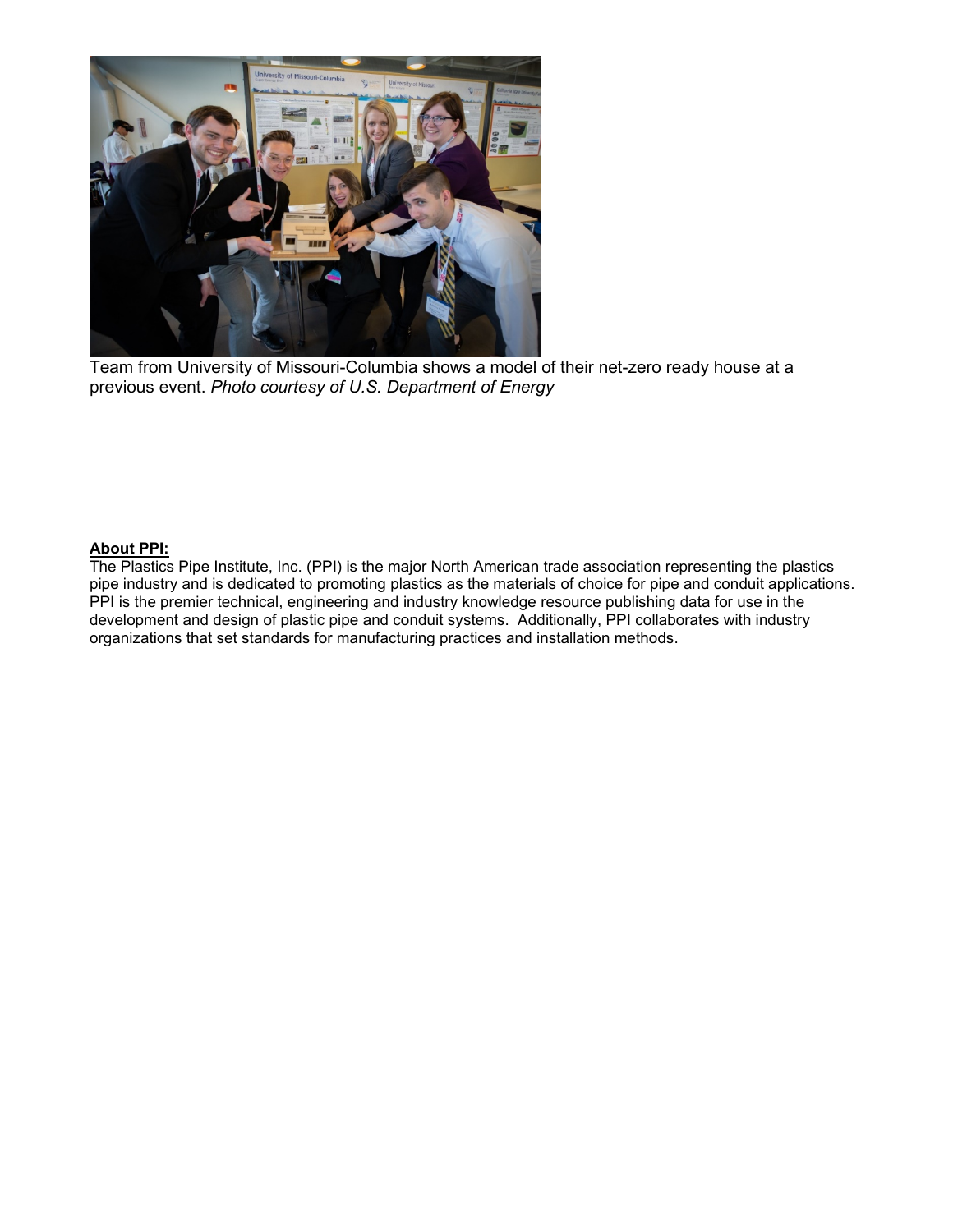Team from University of Missouri-Columbia shows a model of their net-zero ready house at a previous event. *Photo courtesy of U.S. Department of Energy*

**About PPI:**

The Plastics Pipe Institute, Inc. (PPI) is the major North American trade association representing the plastics pipe industry and is dedicated to promoting plastics as the materials of choice for pipe and conduit applications. PPI is the premier technical, engineering and industry knowledge resource publishing data for use in the development and design of plastic pipe and conduit systems. Additionally, PPI collaborates with industry organizations that set standards for manufacturing practices and installation methods.